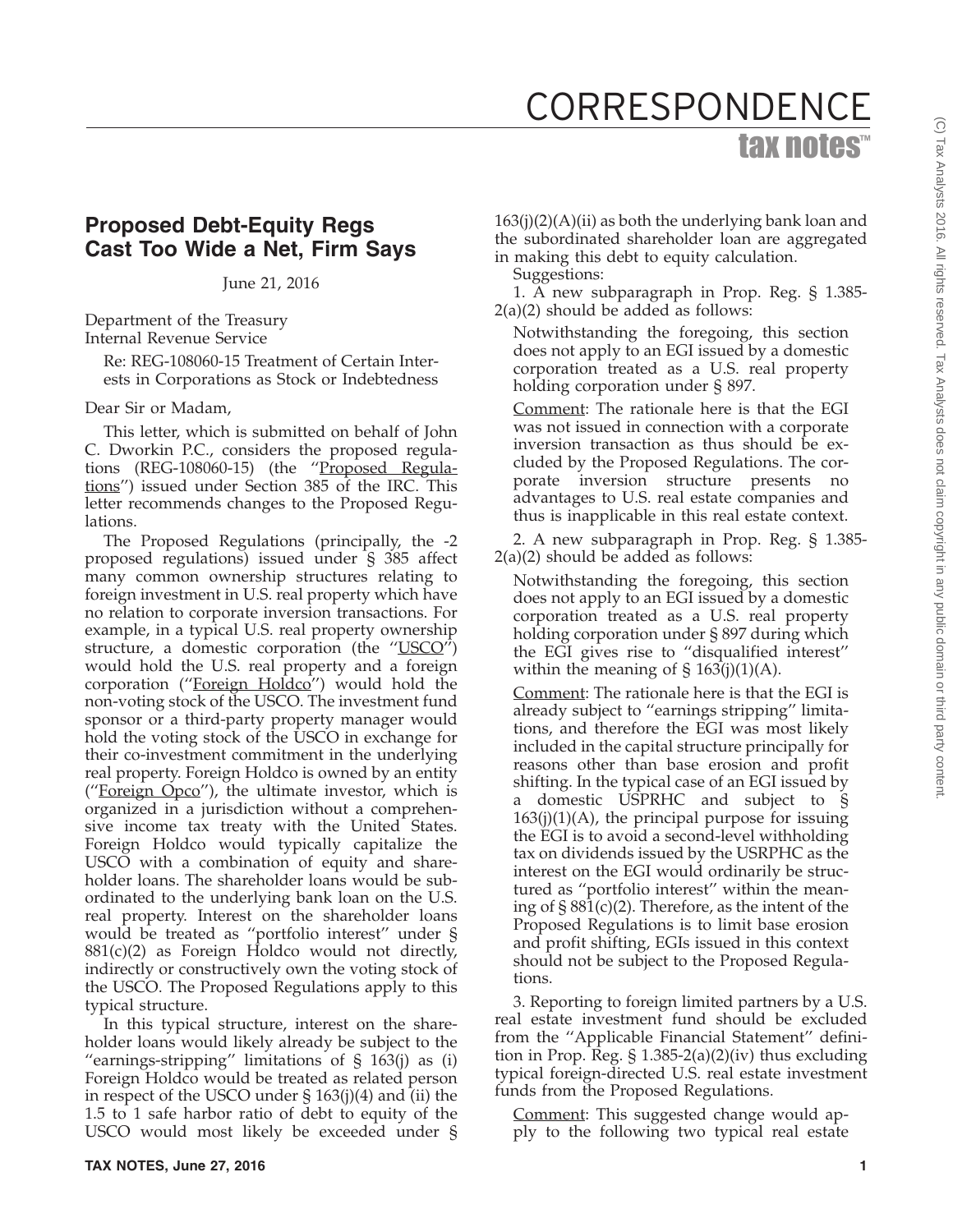# CORRESPONDENCE

## Proposed Debt-Equity Regs Cast Too Wide a Net, Firm Says

June 21, 2016

Department of the Treasury
Internal Revenue Service

Re: REG-108060-15 Treatment of Certain Interests in Corporations as Stock or Indebtedness

Dear Sir or Madam,

This letter, which is submitted on behalf of John C. Dworkin P.C., considers the proposed regulations (REG-108060-15) (the "Proposed Regulations") issued under Section 385 of the IRC. This letter recommends changes to the Proposed Regulations.

The Proposed Regulations (principally, the -2 proposed regulations) issued under § 385 affect many common ownership structures relating to foreign investment in U.S. real property which have no relation to corporate inversion transactions. For example, in a typical U.S. real property ownership structure, a domestic corporation (the "USCO") would hold the U.S. real property and a foreign corporation ("Foreign Holdco") would hold the non-voting stock of the USCO. The investment fund sponsor or a third-party property manager would hold the voting stock of the USCO in exchange for their co-investment commitment in the underlying real property. Foreign Holdco is owned by an entity ("Foreign Opco"), the ultimate investor, which is organized in a jurisdiction without a comprehensive income tax treaty with the United States. Foreign Holdco would typically capitalize the USCO with a combination of equity and shareholder loans. The shareholder loans would be subordinated to the underlying bank loan on the U.S. real property. Interest on the shareholder loans would be treated as "portfolio interest" under § 881(c)(2) as Foreign Holdco would not directly, indirectly or constructively own the voting stock of the USCO. The Proposed Regulations apply to this typical structure.

In this typical structure, interest on the shareholder loans would likely already be subject to the "earnings-stripping" limitations of § 163(j) as (i) Foreign Holdco would be treated as related person in respect of the USCO under § 163(j)(4) and (ii) the 1.5 to 1 safe harbor ratio of debt to equity of the USCO would most likely be exceeded under § 163(j)(2)(A)(ii) as both the underlying bank loan and the subordinated shareholder loan are aggregated in making this debt to equity calculation.

Suggestions:

1. A new subparagraph in Prop. Reg. § 1.385-2(a)(2) should be added as follows:

> Notwithstanding the foregoing, this section does not apply to an EGI issued by a domestic corporation treated as a U.S. real property holding corporation under § 897.
>
> Comment: The rationale here is that the EGI was not issued in connection with a corporate inversion transaction as thus should be excluded by the Proposed Regulations. The corporate inversion structure presents no advantages to U.S. real estate companies and thus is inapplicable in this real estate context.

2. A new subparagraph in Prop. Reg. § 1.385-2(a)(2) should be added as follows:

> Notwithstanding the foregoing, this section does not apply to an EGI issued by a domestic corporation treated as a U.S. real property holding corporation under § 897 during which the EGI gives rise to "disqualified interest" within the meaning of § 163(j)(1)(A).
>
> Comment: The rationale here is that the EGI is already subject to "earnings stripping" limitations, and therefore the EGI was most likely included in the capital structure principally for reasons other than base erosion and profit shifting. In the typical case of an EGI issued by a domestic USPRHC and subject to § 163(j)(1)(A), the principal purpose for issuing the EGI is to avoid a second-level withholding tax on dividends issued by the USRPHC as the interest on the EGI would ordinarily be structured as "portfolio interest" within the meaning of § 881(c)(2). Therefore, as the intent of the Proposed Regulations is to limit base erosion and profit shifting, EGIs issued in this context should not be subject to the Proposed Regulations.

3. Reporting to foreign limited partners by a U.S. real estate investment fund should be excluded from the "Applicable Financial Statement" definition in Prop. Reg. § 1.385-2(a)(2)(iv) thus excluding typical foreign-directed U.S. real estate investment funds from the Proposed Regulations.

> Comment: This suggested change would apply to the following two typical real estate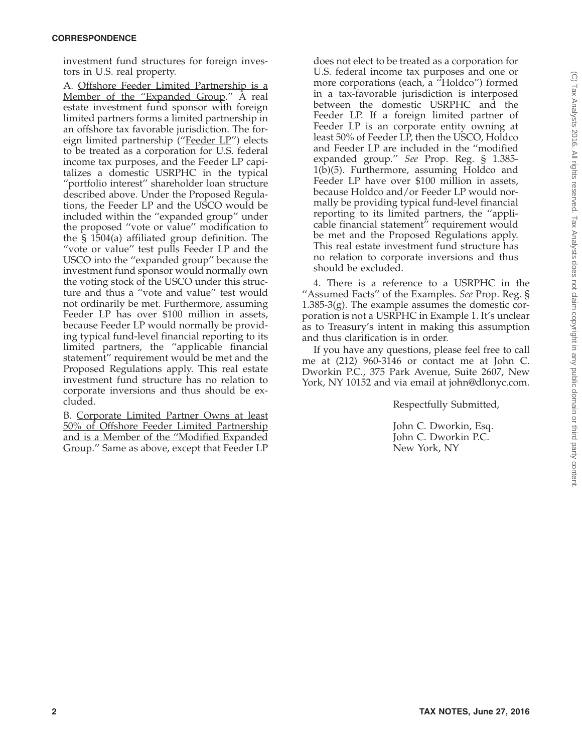investment fund structures for foreign investors in U.S. real property.

A. Offshore Feeder Limited Partnership is a Member of the "Expanded Group." A real estate investment fund sponsor with foreign limited partners forms a limited partnership in an offshore tax favorable jurisdiction. The foreign limited partnership ("Feeder LP") elects to be treated as a corporation for U.S. federal income tax purposes, and the Feeder LP capitalizes a domestic USRPHC in the typical "portfolio interest" shareholder loan structure described above. Under the Proposed Regulations, the Feeder LP and the USCO would be included within the "expanded group" under the proposed "vote or value" modification to the § 1504(a) affiliated group definition. The "vote or value" test pulls Feeder LP and the USCO into the "expanded group" because the investment fund sponsor would normally own the voting stock of the USCO under this structure and thus a "vote and value" test would not ordinarily be met. Furthermore, assuming Feeder LP has over $100 million in assets, because Feeder LP would normally be providing typical fund-level financial reporting to its limited partners, the "applicable financial statement" requirement would be met and the Proposed Regulations apply. This real estate investment fund structure has no relation to corporate inversions and thus should be excluded.

B. Corporate Limited Partner Owns at least 50% of Offshore Feeder Limited Partnership and is a Member of the "Modified Expanded Group." Same as above, except that Feeder LP does not elect to be treated as a corporation for U.S. federal income tax purposes and one or more corporations (each, a "Holdco") formed in a tax-favorable jurisdiction is interposed between the domestic USRPHC and the Feeder LP. If a foreign limited partner of Feeder LP is an corporate entity owning at least 50% of Feeder LP, then the USCO, Holdco and Feeder LP are included in the "modified expanded group." *See* Prop. Reg. § 1.385-1(b)(5). Furthermore, assuming Holdco and Feeder LP have over $100 million in assets, because Holdco and/or Feeder LP would normally be providing typical fund-level financial reporting to its limited partners, the "applicable financial statement" requirement would be met and the Proposed Regulations apply. This real estate investment fund structure has no relation to corporate inversions and thus should be excluded.

4. There is a reference to a USRPHC in the "Assumed Facts" of the Examples. *See* Prop. Reg. § 1.385-3(g). The example assumes the domestic corporation is not a USRPHC in Example 1. It's unclear as to Treasury's intent in making this assumption and thus clarification is in order.

If you have any questions, please feel free to call me at (212) 960-3146 or contact me at John C. Dworkin P.C., 375 Park Avenue, Suite 2607, New York, NY 10152 and via email at john@dlonyc.com.

Respectfully Submitted,

John C. Dworkin, Esq.
John C. Dworkin P.C.
New York, NY